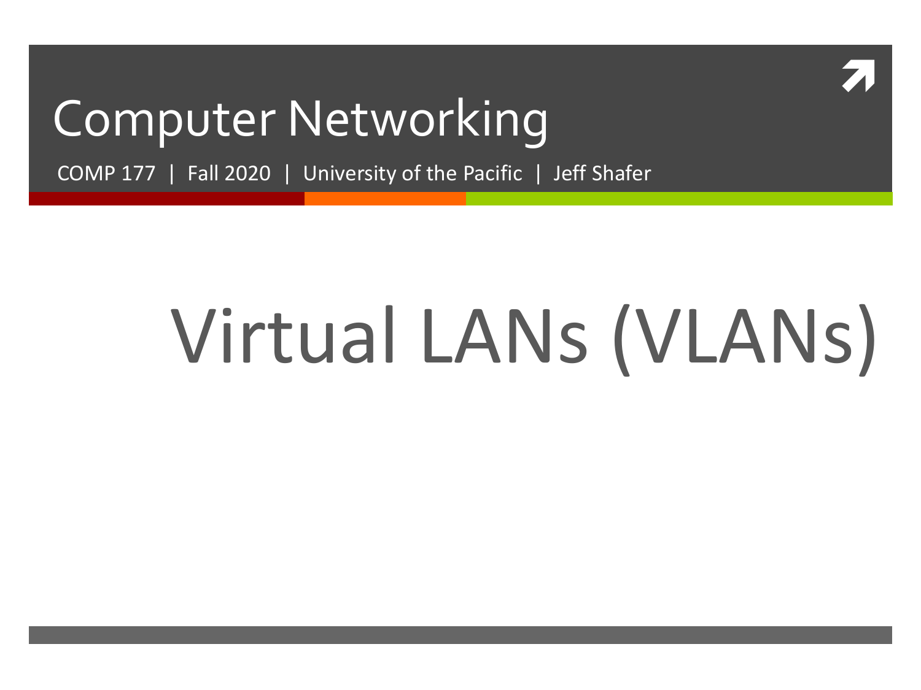# Computer Networking

COMP 177 | Fall 2020 | University of the Pacific | Jeff Shafer

# Virtual LANs (VLANs)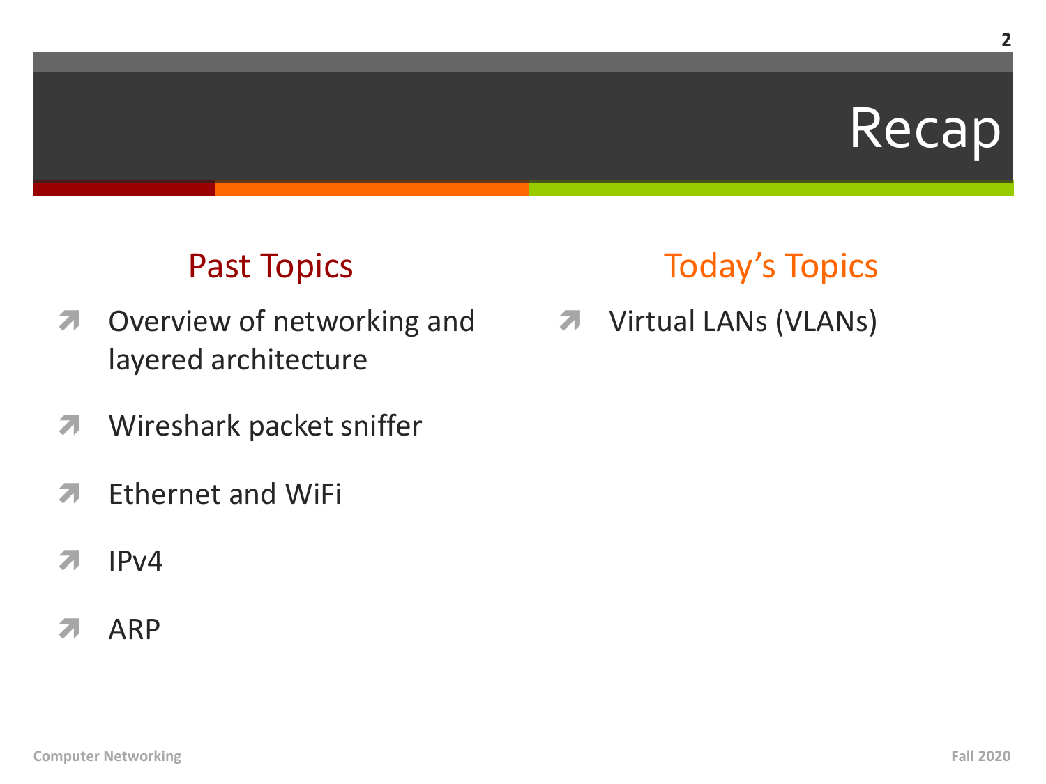# Recap

## Past Topics

- Overview of networking and layered architecture
- Wireshark packet sniffer
- Ethernet and WiFi
- IPv4
- ARP

## Today's Topics

- Virtual LANs (VLANs)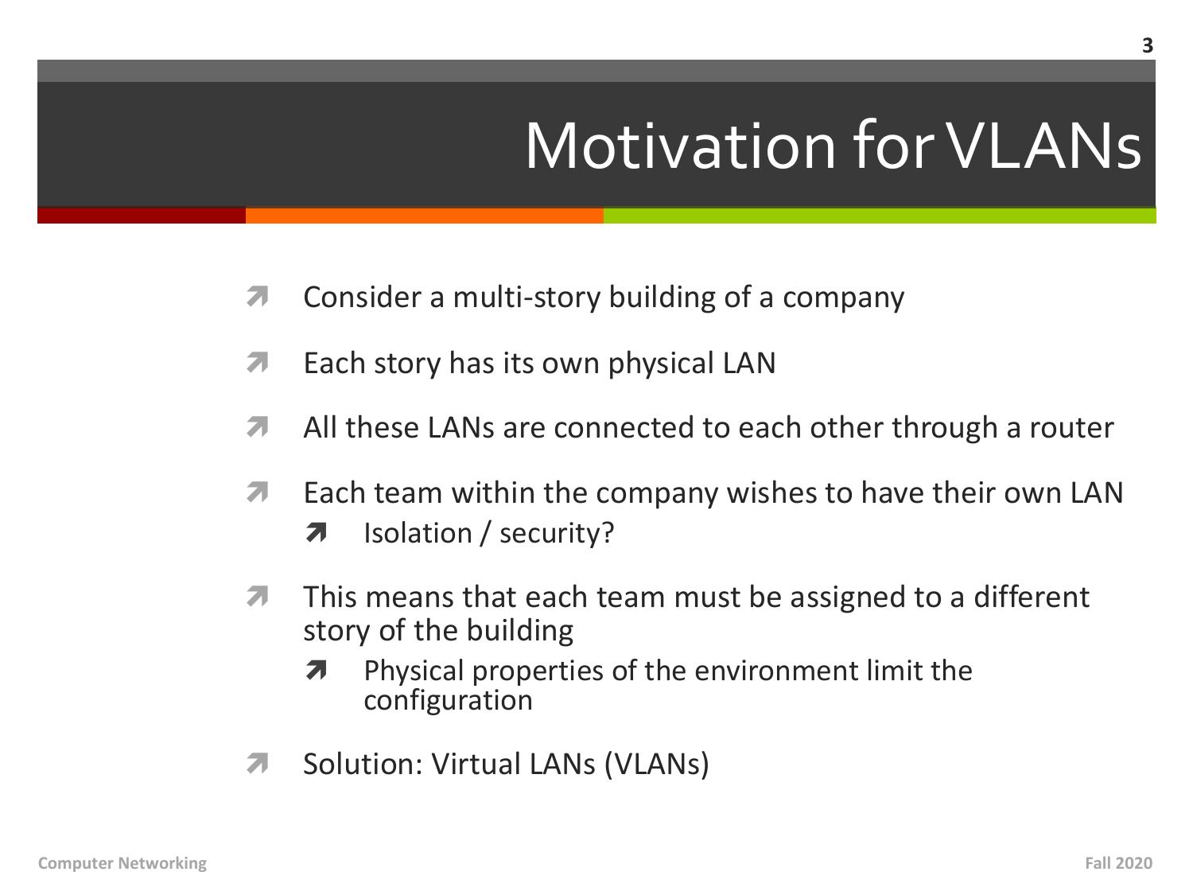# Motivation for VLANs

- Consider a multi-story building of a company
- Each story has its own physical LAN
- All these LANs are connected to each other through a router
- Each team within the company wishes to have their own LAN
  - Isolation / security?
- This means that each team must be assigned to a different story of the building
  - Physical properties of the environment limit the configuration
- Solution: Virtual LANs (VLANs)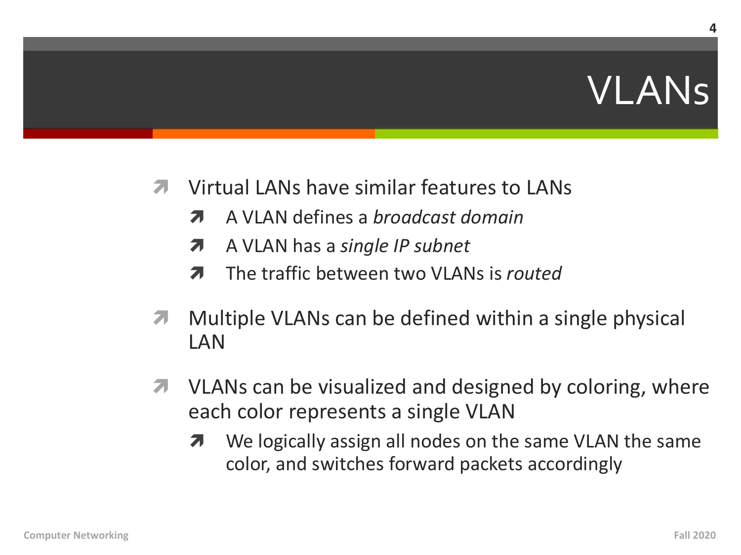# VLANs

- Virtual LANs have similar features to LANs
  - A VLAN defines a *broadcast domain*
  - A VLAN has a *single IP subnet*
  - The traffic between two VLANs is *routed*
- Multiple VLANs can be defined within a single physical LAN
- VLANs can be visualized and designed by coloring, where each color represents a single VLAN
  - We logically assign all nodes on the same VLAN the same color, and switches forward packets accordingly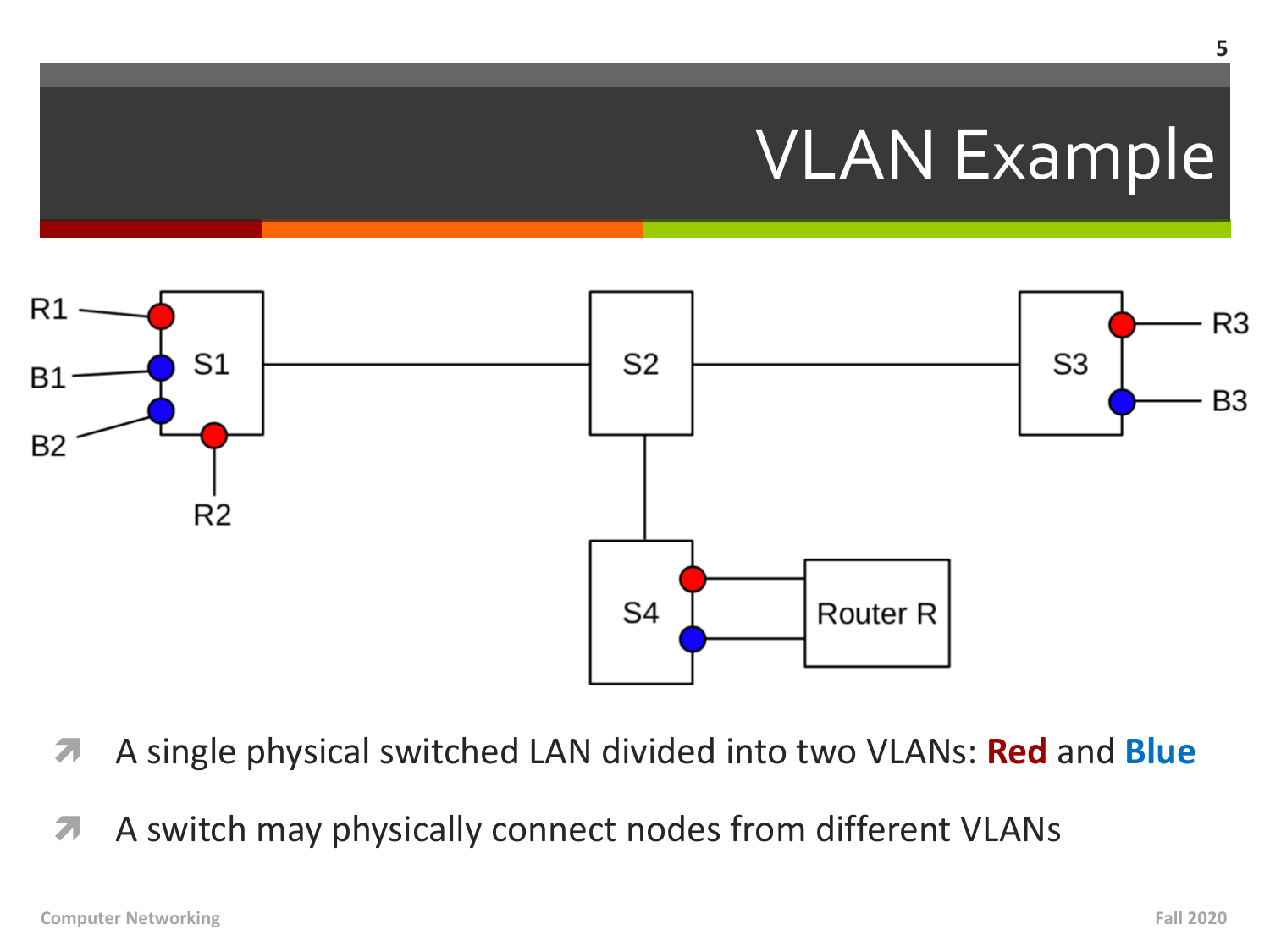# VLAN Example

- A single physical switched LAN divided into two VLANs: **Red** and **Blue**
- A switch may physically connect nodes from different VLANs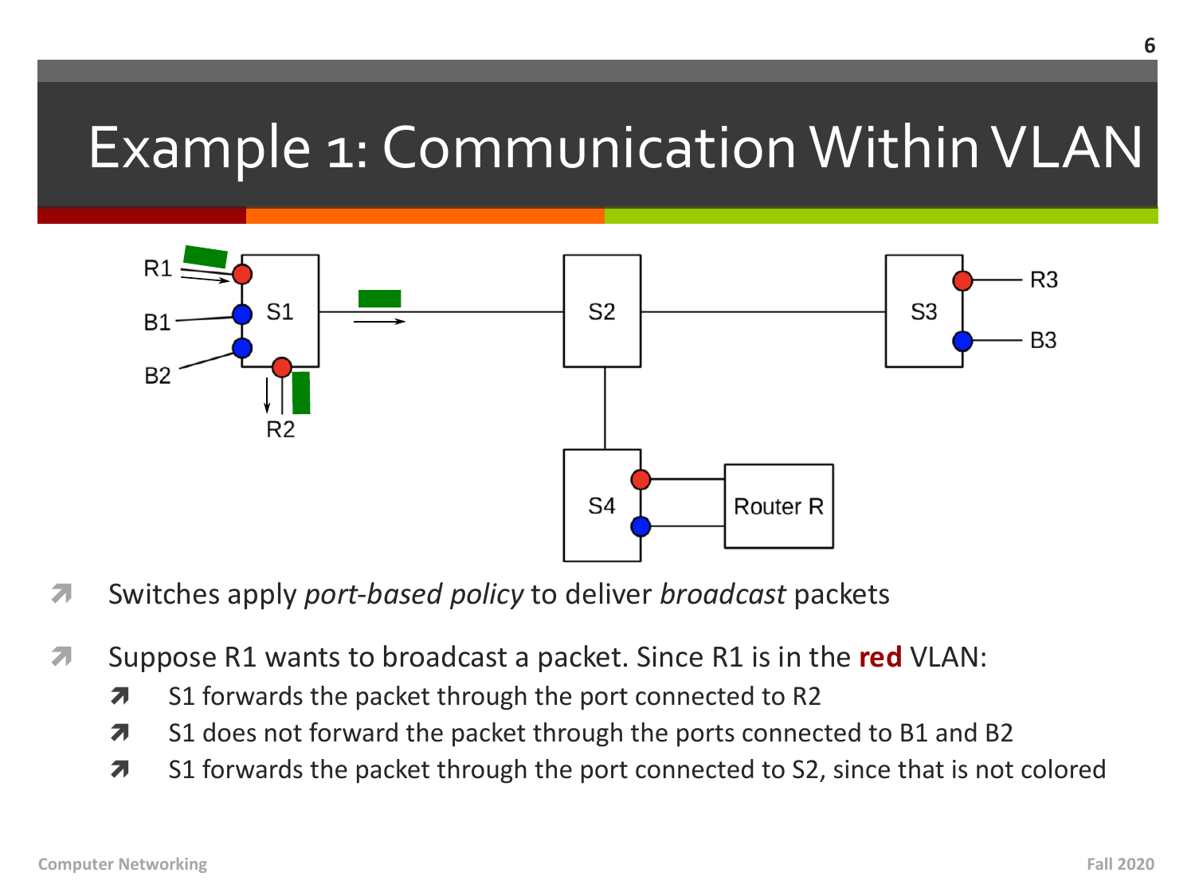# Example 1: Communication Within VLAN

- Switches apply *port-based policy* to deliver *broadcast* packets
- Suppose R1 wants to broadcast a packet. Since R1 is in the **red** VLAN:
  - S1 forwards the packet through the port connected to R2
  - S1 does not forward the packet through the ports connected to B1 and B2
  - S1 forwards the packet through the port connected to S2, since that is not colored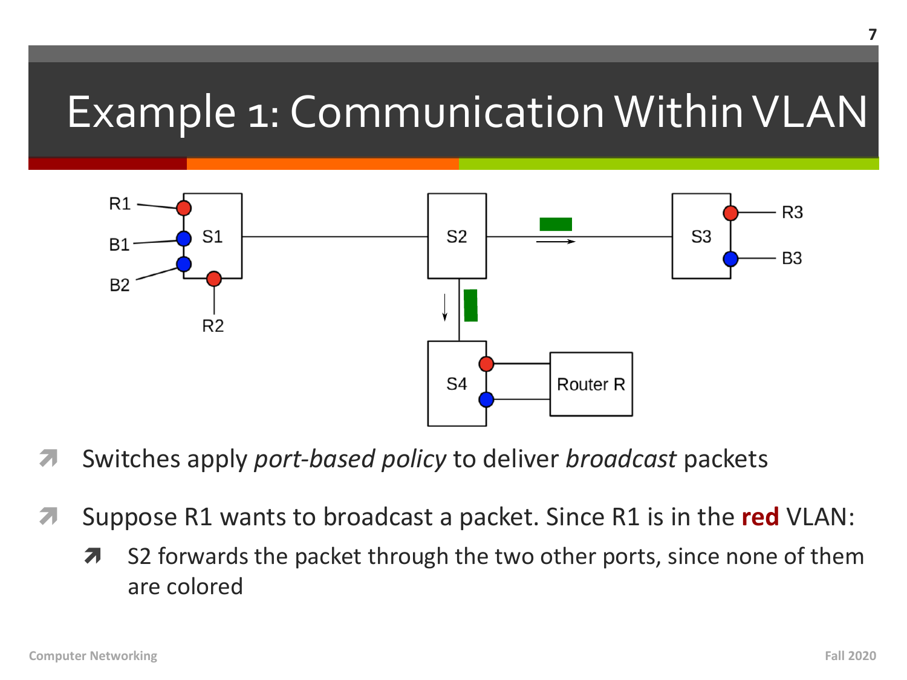# Example 1: Communication Within VLAN

- Switches apply *port-based policy* to deliver *broadcast* packets
- Suppose R1 wants to broadcast a packet. Since R1 is in the **red** VLAN:
  - S2 forwards the packet through the two other ports, since none of them are colored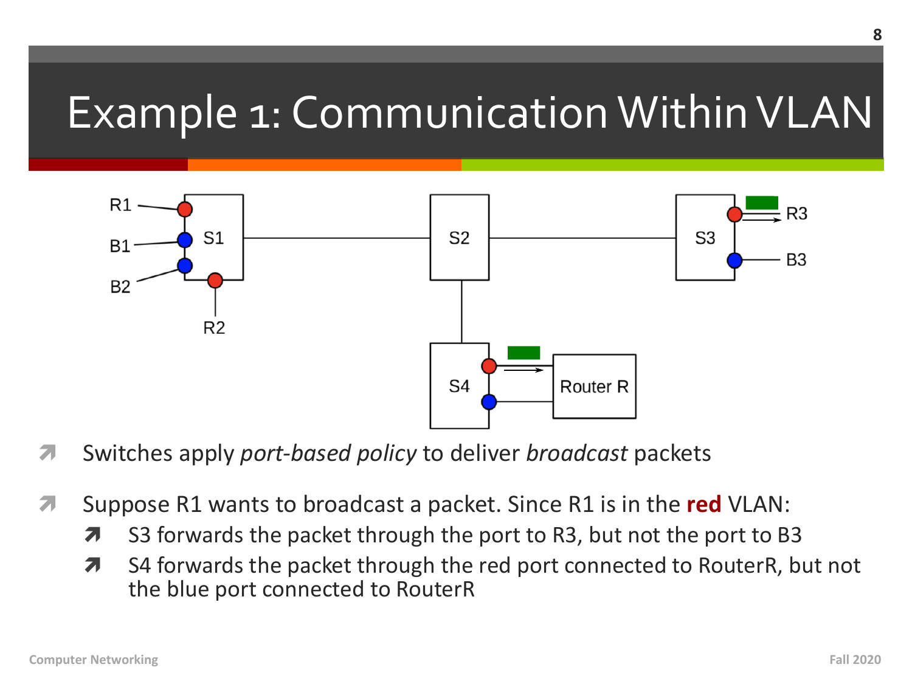# Example 1: Communication Within VLAN

- Switches apply *port-based policy* to deliver *broadcast* packets
- Suppose R1 wants to broadcast a packet. Since R1 is in the **red** VLAN:
  - S3 forwards the packet through the port to R3, but not the port to B3
  - S4 forwards the packet through the red port connected to RouterR, but not the blue port connected to RouterR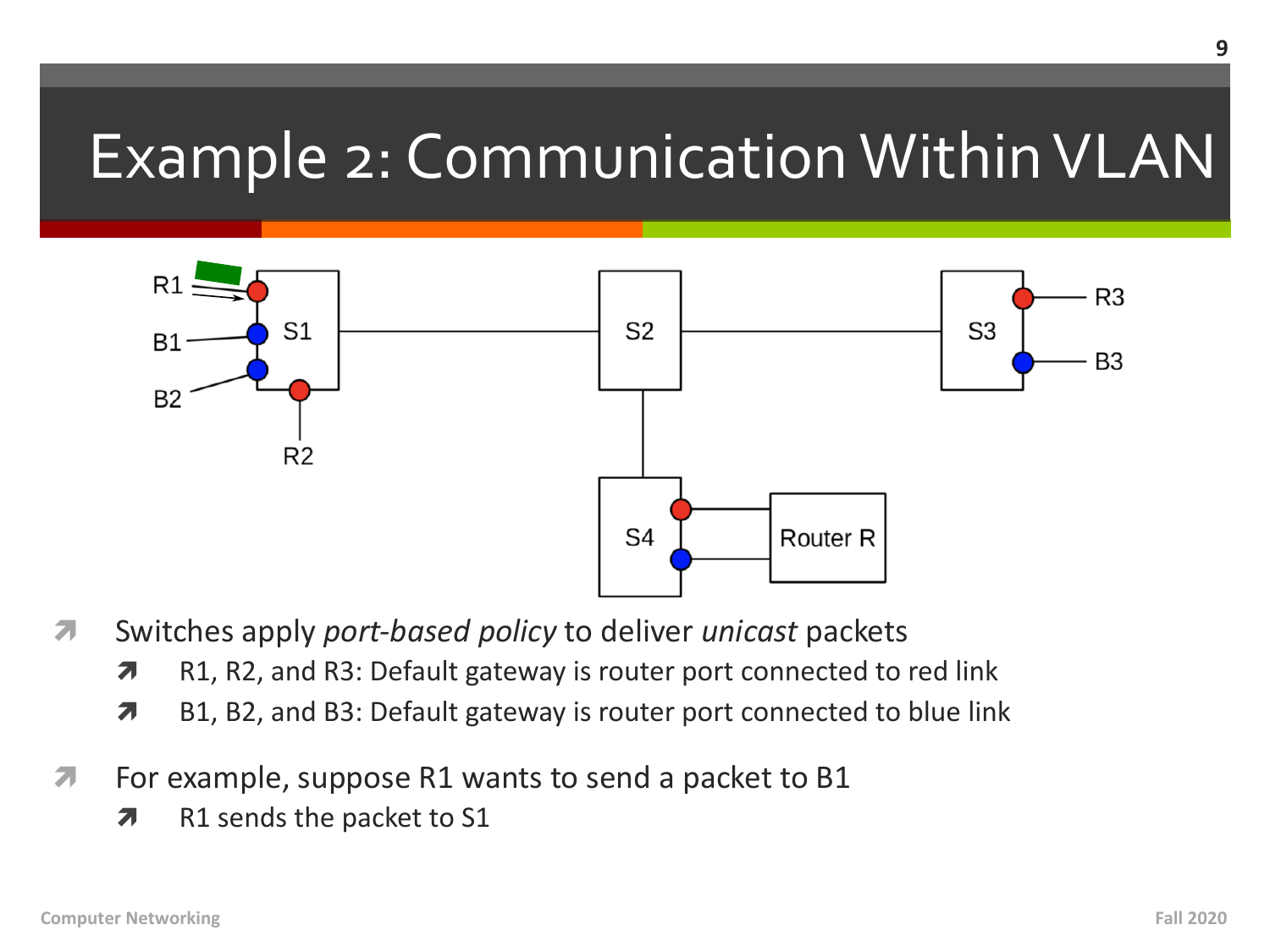# Example 2: Communication Within VLAN

- Switches apply *port-based policy* to deliver *unicast* packets
  - R1, R2, and R3: Default gateway is router port connected to red link
  - B1, B2, and B3: Default gateway is router port connected to blue link
- For example, suppose R1 wants to send a packet to B1
  - R1 sends the packet to S1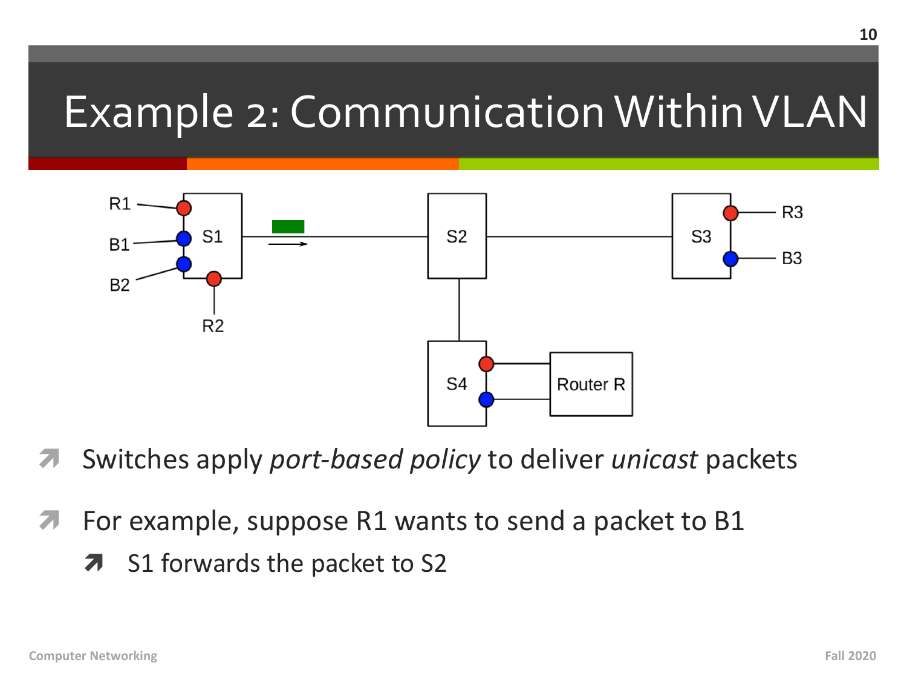# Example 2: Communication Within VLAN

- Switches apply *port-based policy* to deliver *unicast* packets
- For example, suppose R1 wants to send a packet to B1
  - S1 forwards the packet to S2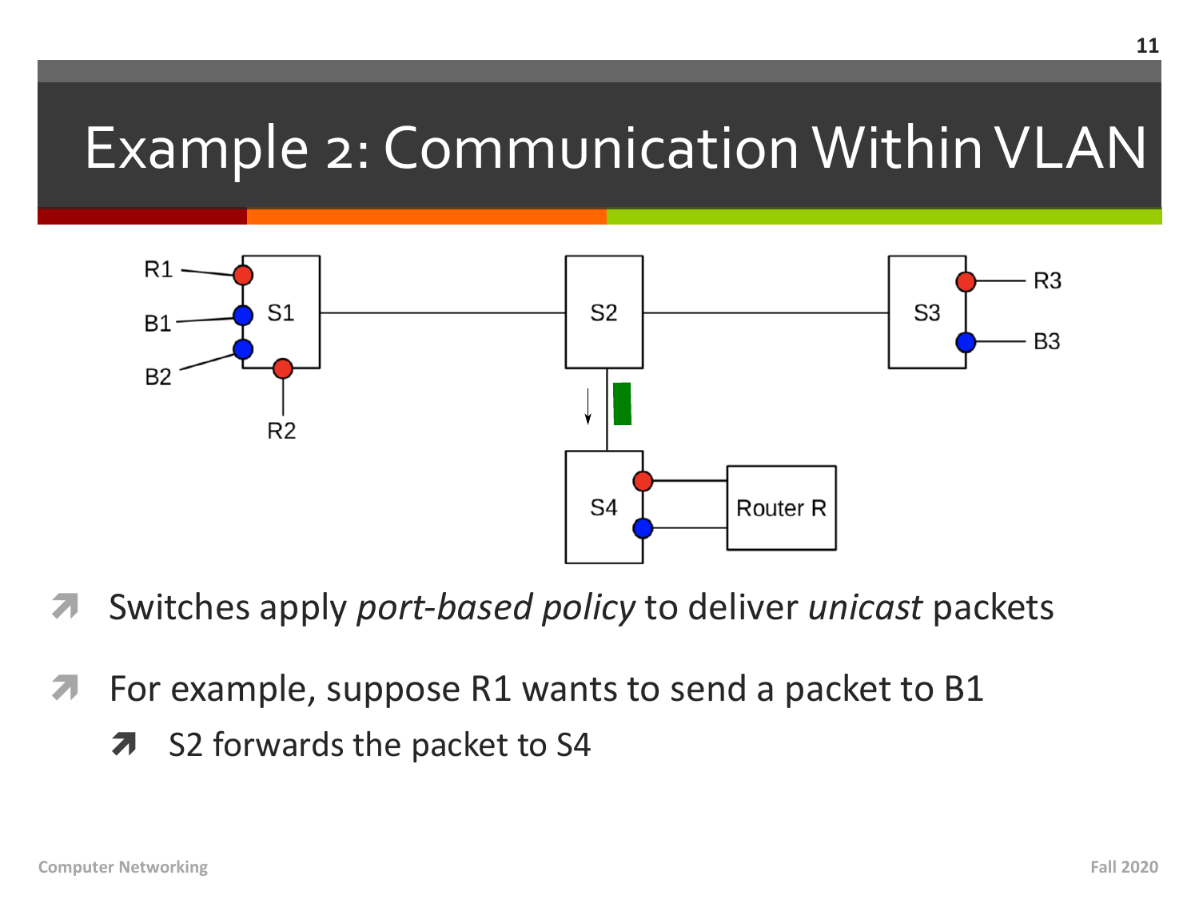# Example 2: Communication Within VLAN

- Switches apply *port-based policy* to deliver *unicast* packets
- For example, suppose R1 wants to send a packet to B1
  - S2 forwards the packet to S4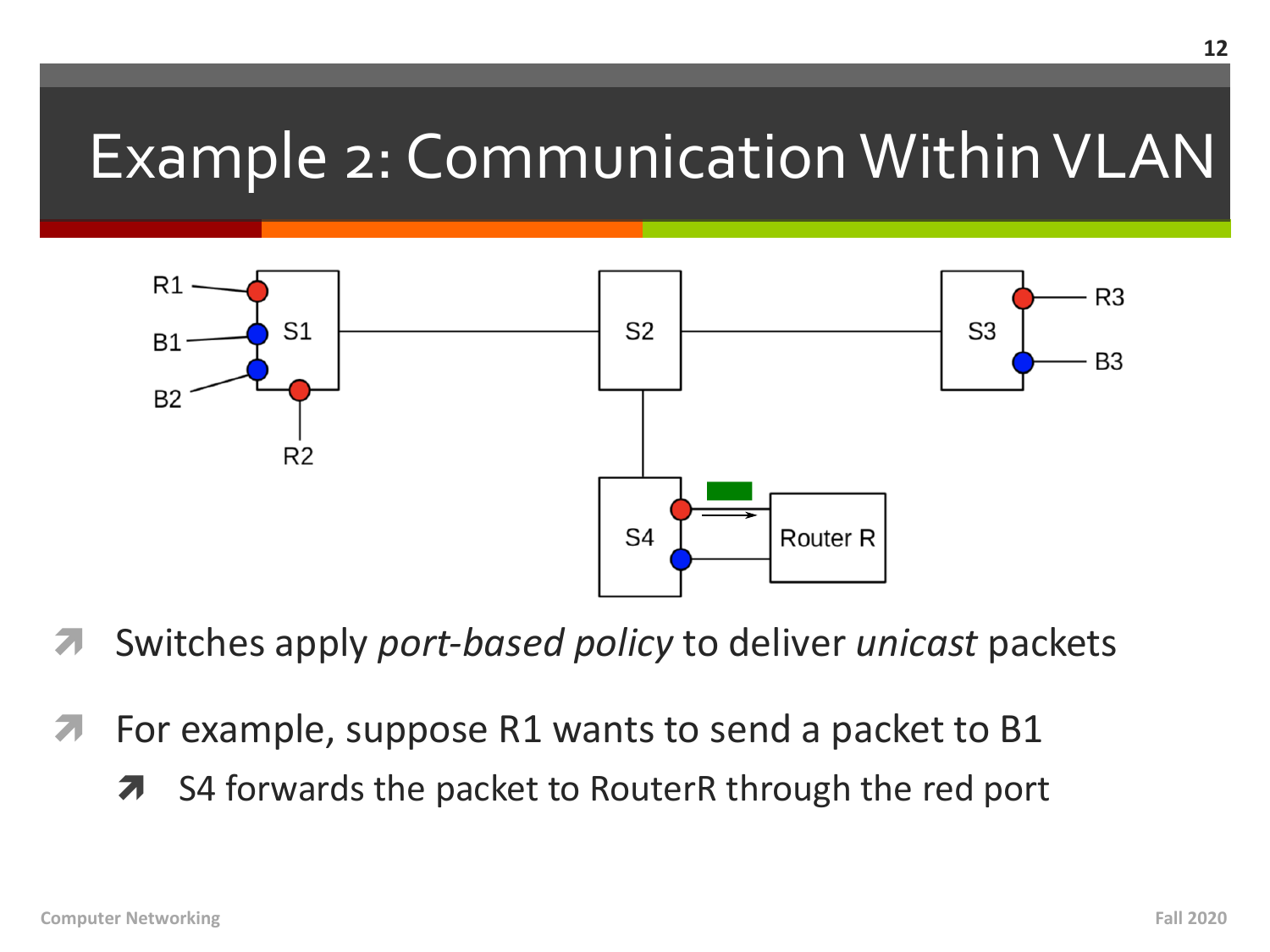# Example 2: Communication Within VLAN

- Switches apply *port-based policy* to deliver *unicast* packets
- For example, suppose R1 wants to send a packet to B1
  - S4 forwards the packet to RouterR through the red port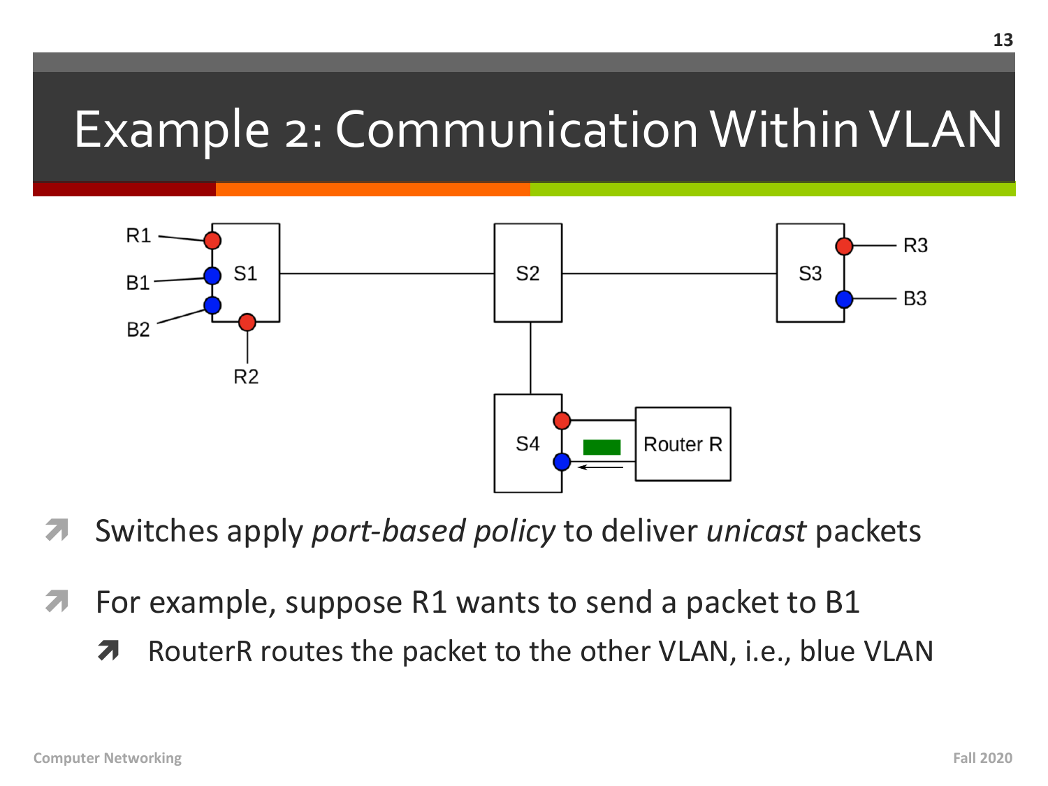# Example 2: Communication Within VLAN

- Switches apply *port-based policy* to deliver *unicast* packets
- For example, suppose R1 wants to send a packet to B1
  - RouterR routes the packet to the other VLAN, i.e., blue VLAN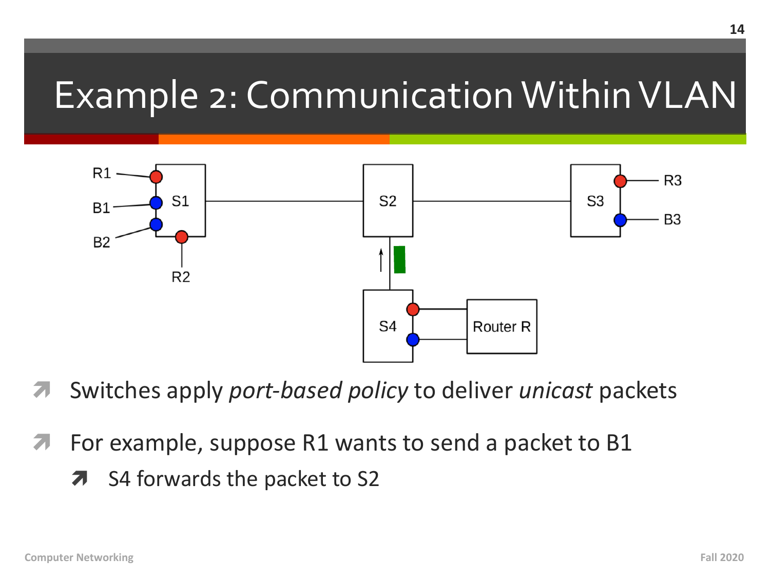# Example 2: Communication Within VLAN

- Switches apply *port-based policy* to deliver *unicast* packets
- For example, suppose R1 wants to send a packet to B1
  - S4 forwards the packet to S2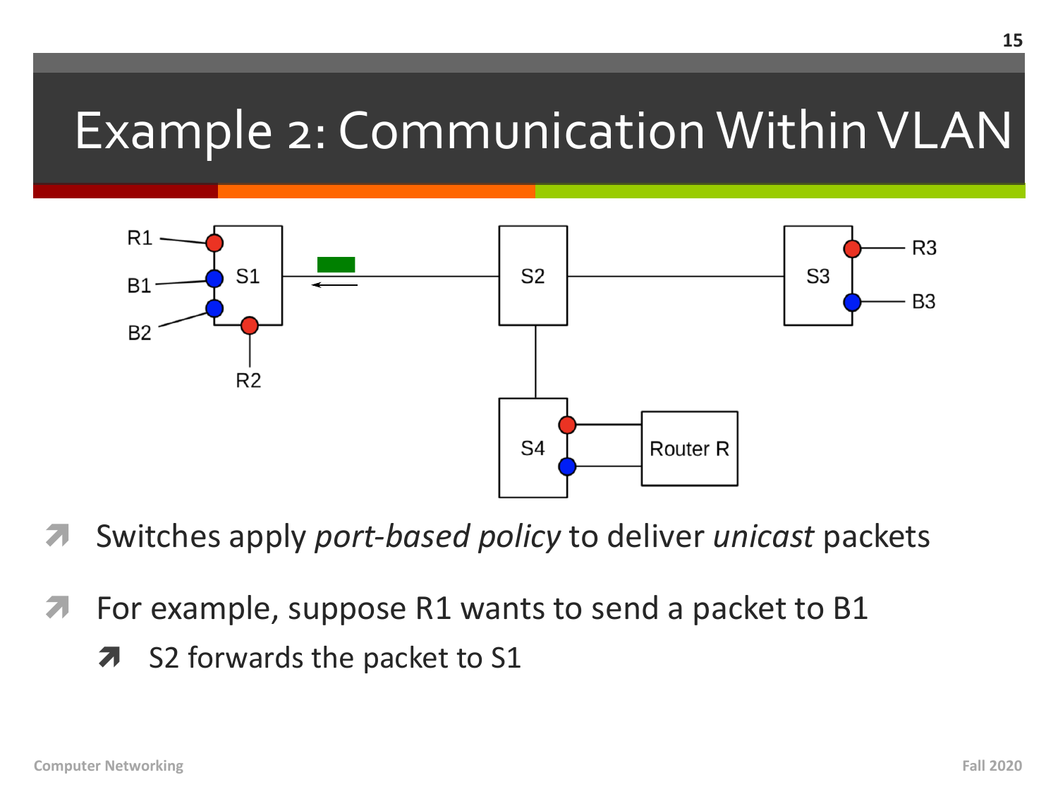# Example 2: Communication Within VLAN

R1, B1, B2, R2, S1, S2, S3, R3, B3, S4, Router R

- Switches apply *port-based policy* to deliver *unicast* packets
- For example, suppose R1 wants to send a packet to B1
  - S2 forwards the packet to S1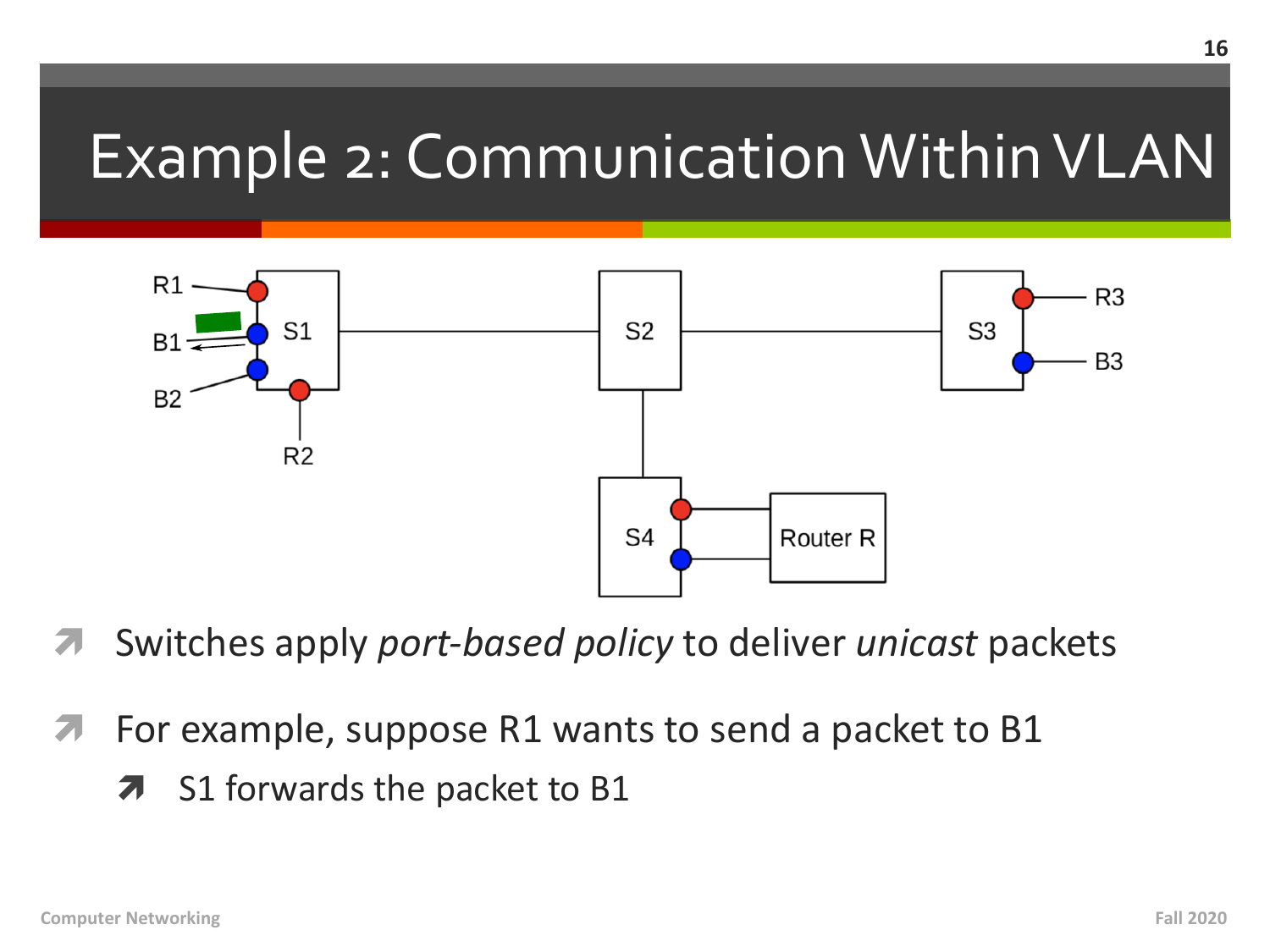# Example 2: Communication Within VLAN

- Switches apply *port-based policy* to deliver *unicast* packets
- For example, suppose R1 wants to send a packet to B1
  - S1 forwards the packet to B1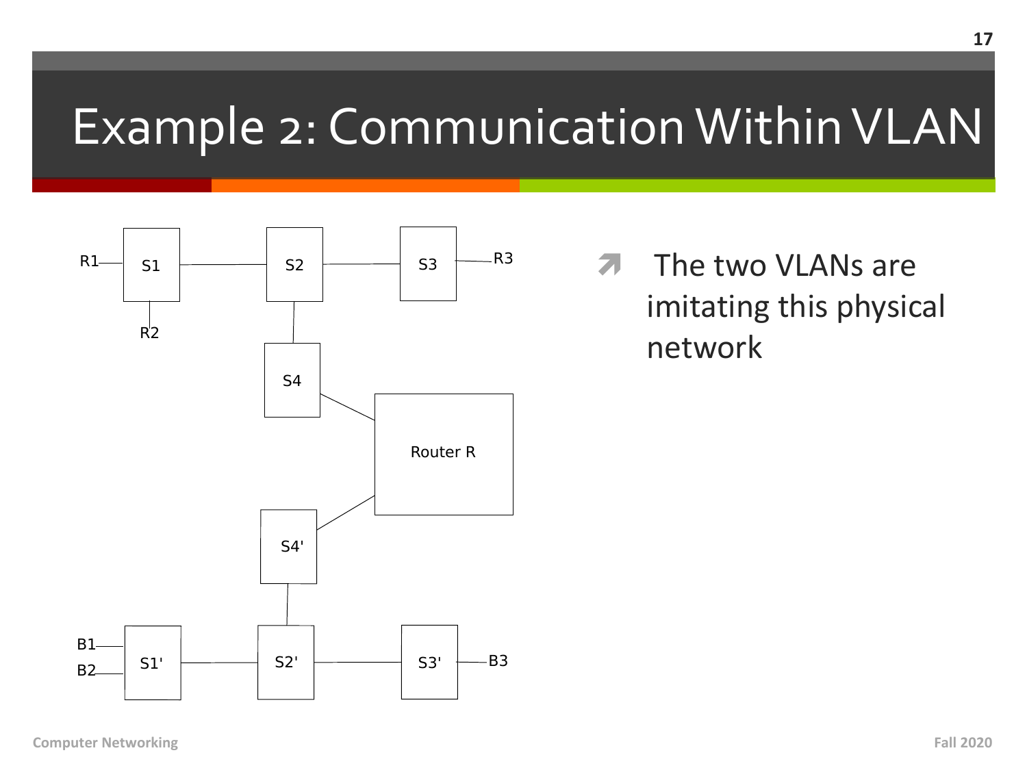# Example 2: Communication Within VLAN

- The two VLANs are imitating this physical network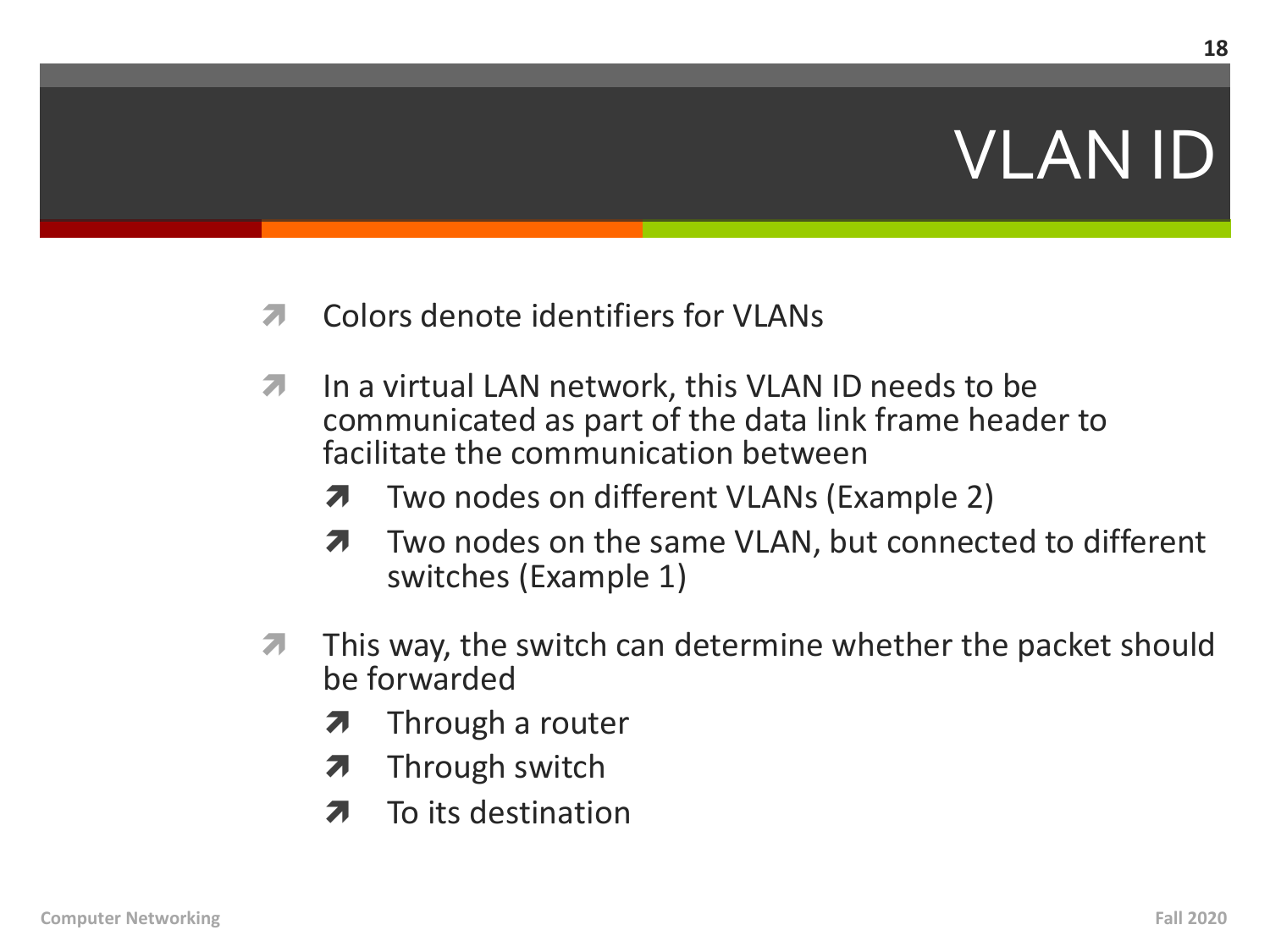# VLAN ID

- Colors denote identifiers for VLANs
- In a virtual LAN network, this VLAN ID needs to be communicated as part of the data link frame header to facilitate the communication between
  - Two nodes on different VLANs (Example 2)
  - Two nodes on the same VLAN, but connected to different switches (Example 1)
- This way, the switch can determine whether the packet should be forwarded
  - Through a router
  - Through switch
  - To its destination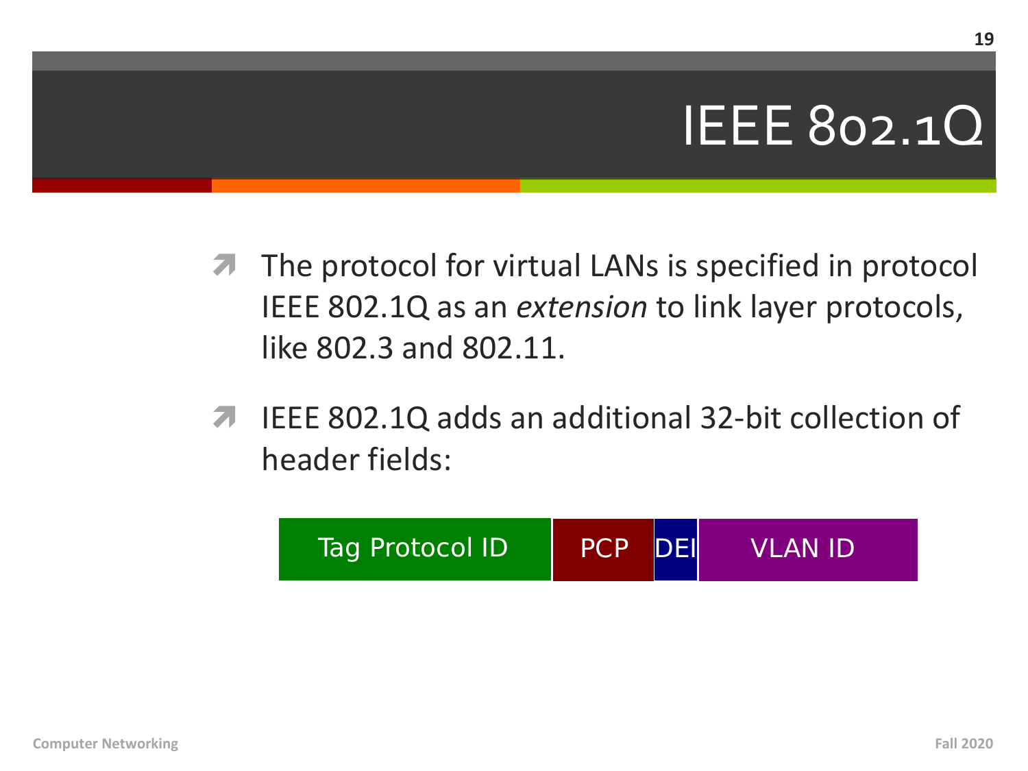# IEEE 802.1Q

- The protocol for virtual LANs is specified in protocol IEEE 802.1Q as an *extension* to link layer protocols, like 802.3 and 802.11.

- IEEE 802.1Q adds an additional 32-bit collection of header fields:

| Tag Protocol ID | PCP | DEI | VLAN ID |
| --- | --- | --- | --- |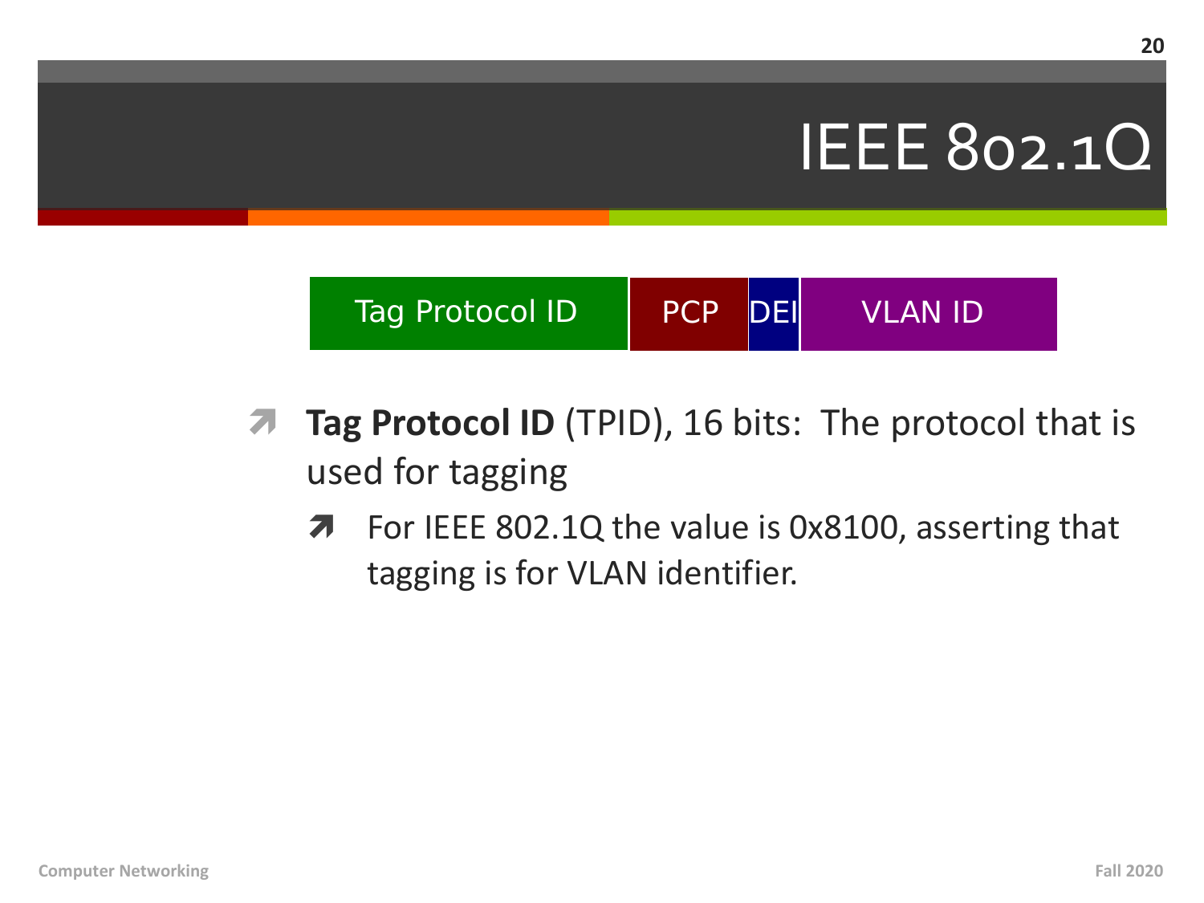# IEEE 802.1Q

| Tag Protocol ID | PCP | DEI | VLAN ID |
|---|---|---|---|

- **Tag Protocol ID** (TPID), 16 bits: The protocol that is used for tagging
  - For IEEE 802.1Q the value is 0x8100, asserting that tagging is for VLAN identifier.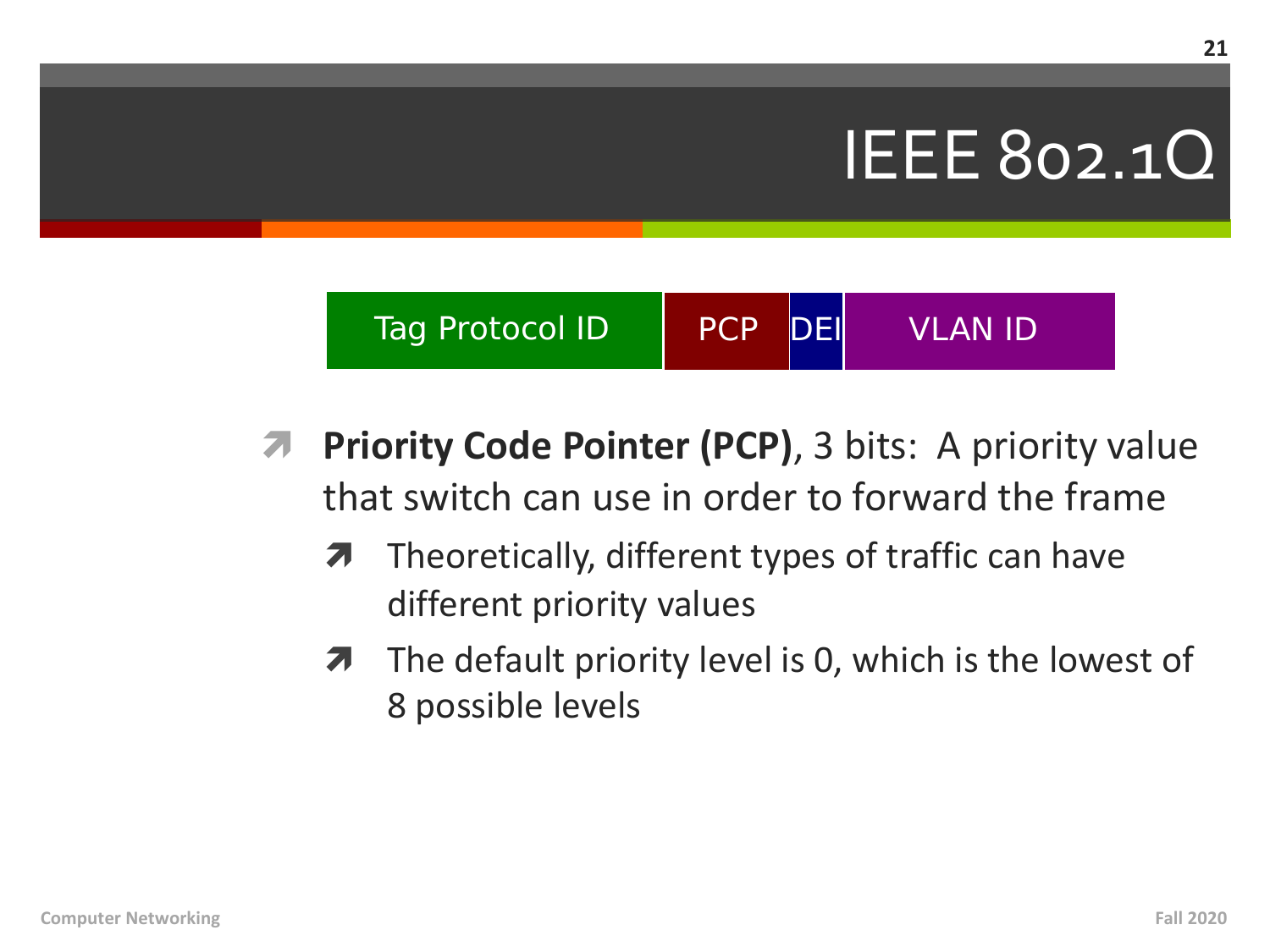# IEEE 802.1Q

| Tag Protocol ID | PCP | DEI | VLAN ID |
|---|---|---|---|

- **Priority Code Pointer (PCP)**, 3 bits: A priority value that switch can use in order to forward the frame
  - Theoretically, different types of traffic can have different priority values
  - The default priority level is 0, which is the lowest of 8 possible levels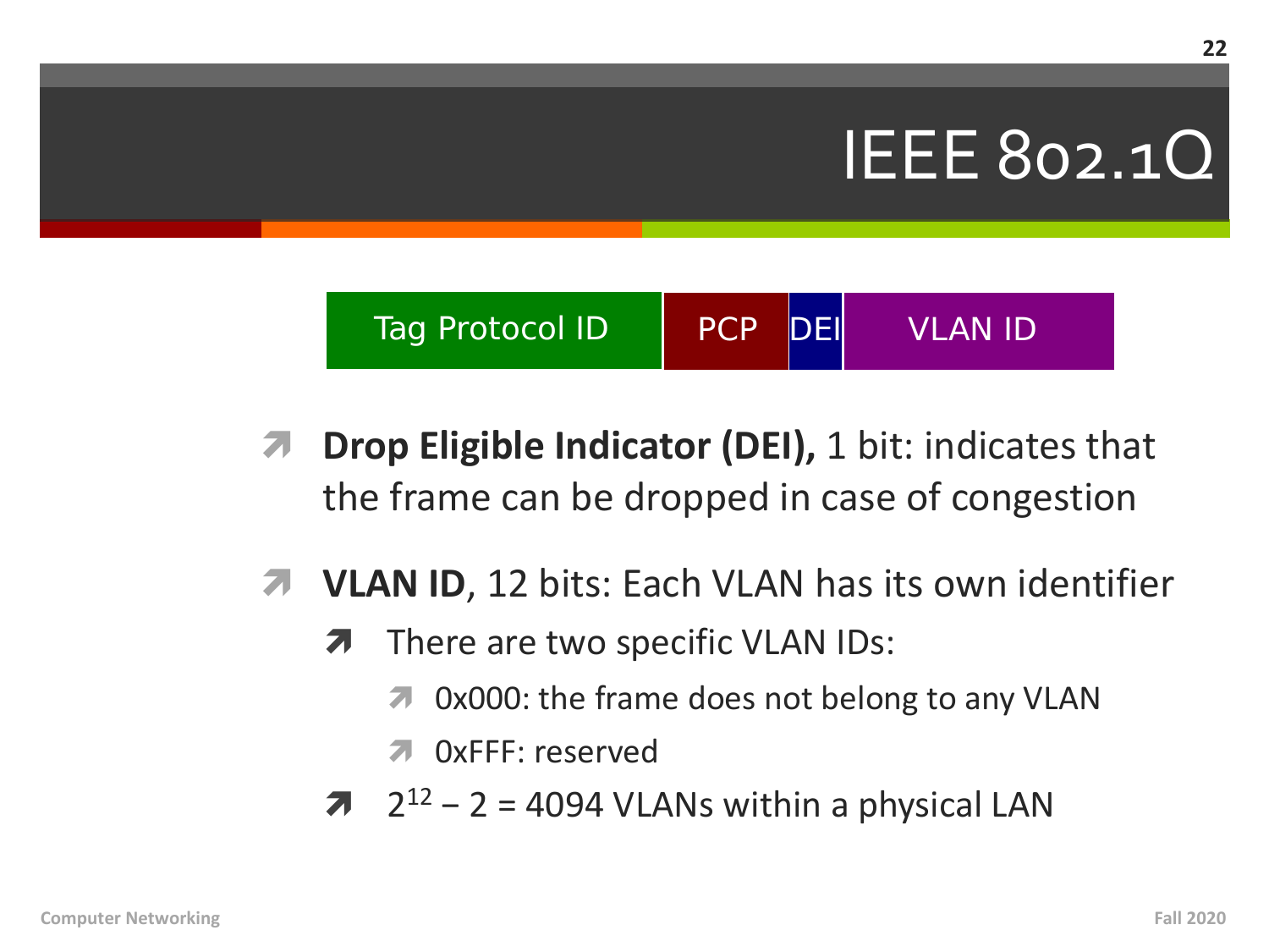# IEEE 802.1Q

| Tag Protocol ID | PCP | DEI | VLAN ID |
|---|---|---|---|

- **Drop Eligible Indicator (DEI),** 1 bit: indicates that the frame can be dropped in case of congestion
- **VLAN ID**, 12 bits: Each VLAN has its own identifier
  - There are two specific VLAN IDs:
    - 0x000: the frame does not belong to any VLAN
    - 0xFFF: reserved
  - $2^{12} - 2 = 4094$ VLANs within a physical LAN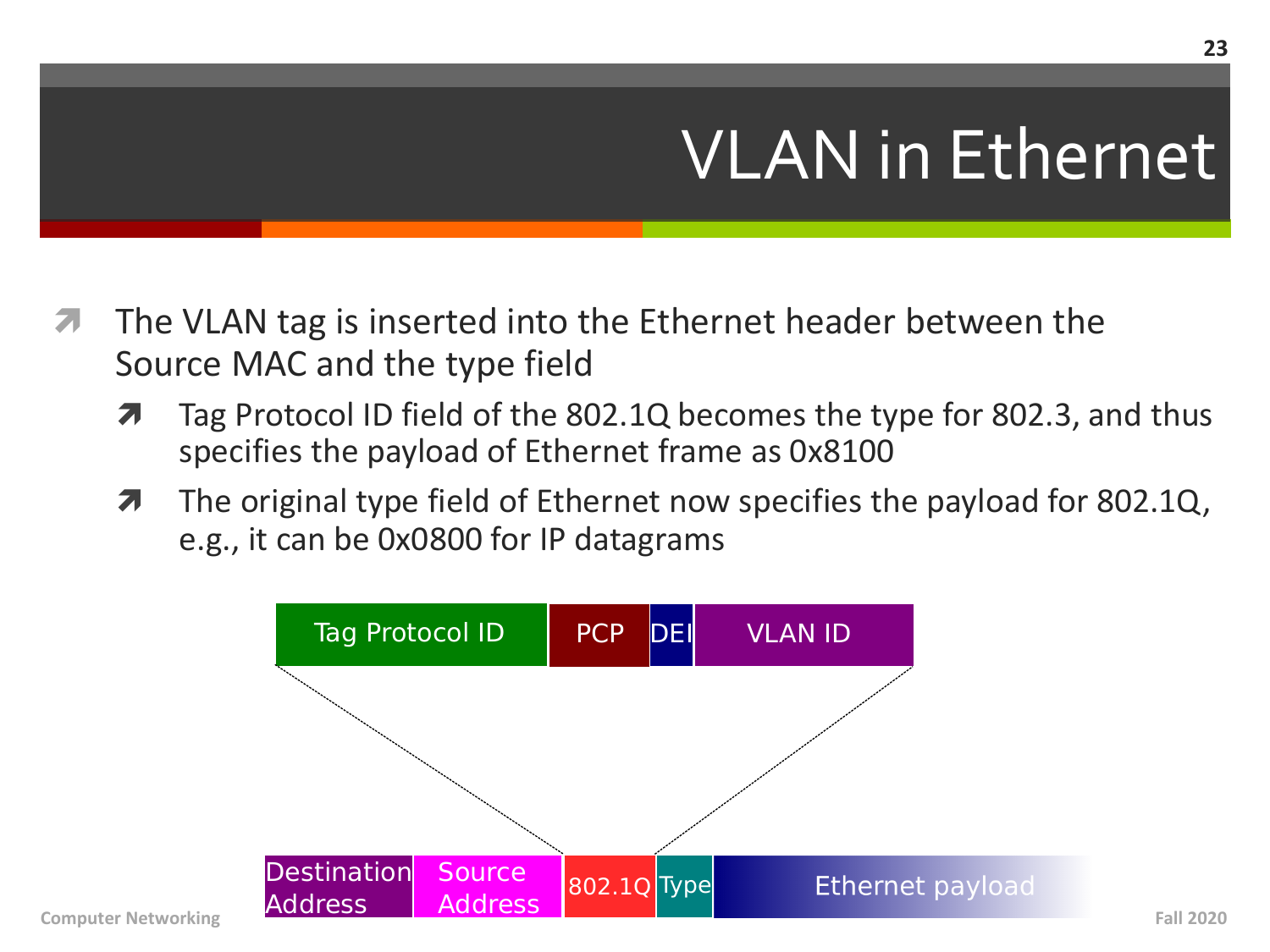# VLAN in Ethernet

- The VLAN tag is inserted into the Ethernet header between the Source MAC and the type field
  - Tag Protocol ID field of the 802.1Q becomes the type for 802.3, and thus specifies the payload of Ethernet frame as 0x8100
  - The original type field of Ethernet now specifies the payload for 802.1Q, e.g., it can be 0x0800 for IP datagrams

| Tag Protocol ID | PCP | DEI | VLAN ID |
| --- | --- | --- | --- |

| Destination Address | Source Address | 802.1Q | Type | Ethernet payload |
| --- | --- | --- | --- | --- |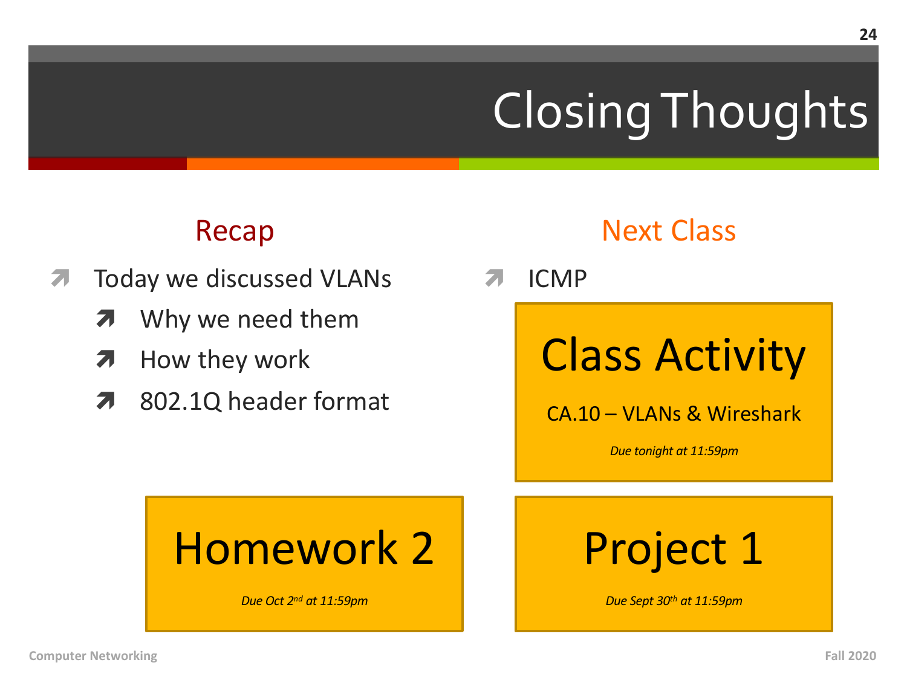# Closing Thoughts

## Recap

- Today we discussed VLANs
  - Why we need them
  - How they work
  - 802.1Q header format

## Next Class

- ICMP

### Class Activity

CA.10 – VLANs & Wireshark

*Due tonight at 11:59pm*

### Homework 2

*Due Oct 2nd at 11:59pm*

### Project 1

*Due Sept 30th at 11:59pm*